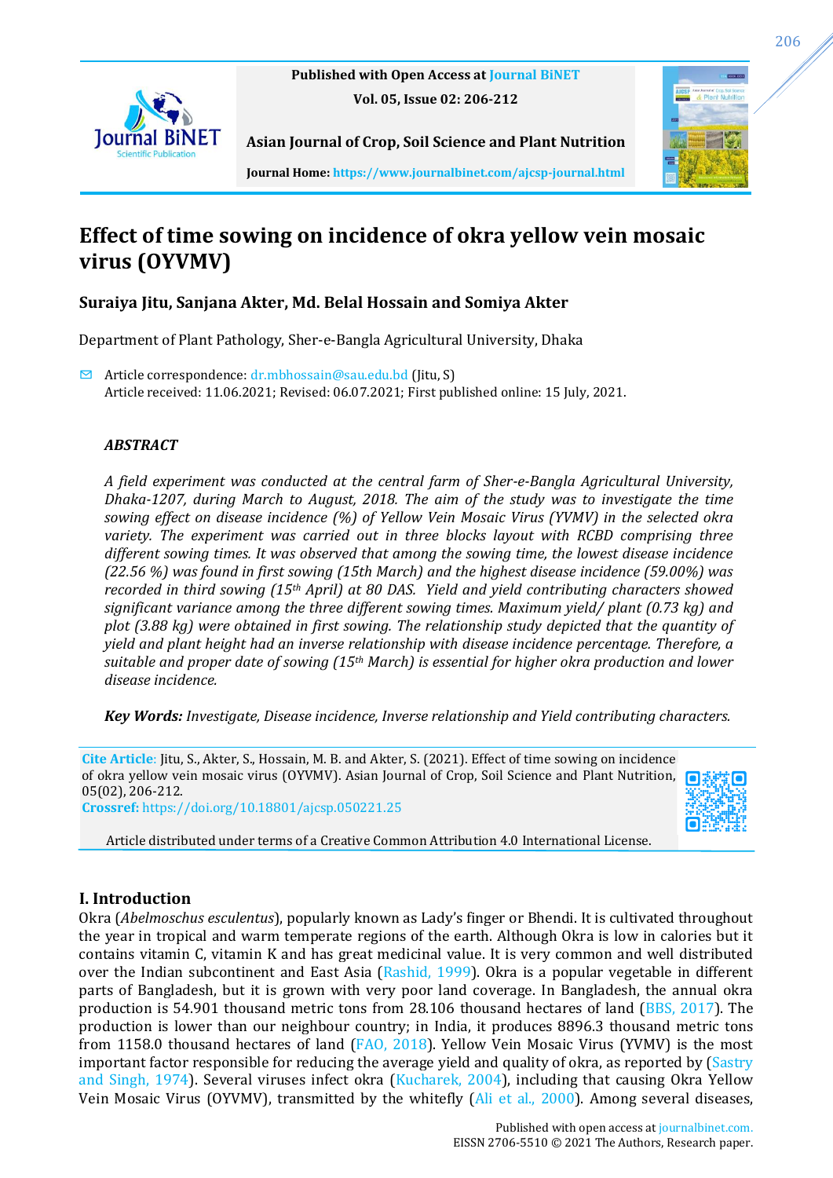Published with Open Access at Journal BiNET

Vol. 05, Issue 02: 206-212

**Asian Journal of Crop, Soil Science and Plant Nutrition**

Journal Home: https://www.journalbinet.com/ajcsp-journal.html

# Effect of time sowing on incidence of okra yellow vein mosaic virus (OYVMV)

**Suraiya Jitu, Sanjana Akter, Md. Belal Hossain and Somiya Akter**

Department of Plant Pathology, Sher-e-Bangla Agricultural University, Dhaka

✉ Article correspondence: dr.mbhossain@sau.edu.bd (Jitu, S)
Article received: 11.06.2021; Revised: 06.07.2021; First published online: 15 July, 2021.

### *ABSTRACT*

*A field experiment was conducted at the central farm of Sher-e-Bangla Agricultural University, Dhaka-1207, during March to August, 2018. The aim of the study was to investigate the time sowing effect on disease incidence (%) of Yellow Vein Mosaic Virus (YVMV) in the selected okra variety. The experiment was carried out in three blocks layout with RCBD comprising three different sowing times. It was observed that among the sowing time, the lowest disease incidence (22.56 %) was found in first sowing (15th March) and the highest disease incidence (59.00%) was recorded in third sowing (15th April) at 80 DAS. Yield and yield contributing characters showed significant variance among the three different sowing times. Maximum yield/ plant (0.73 kg) and plot (3.88 kg) were obtained in first sowing. The relationship study depicted that the quantity of yield and plant height had an inverse relationship with disease incidence percentage. Therefore, a suitable and proper date of sowing (15th March) is essential for higher okra production and lower disease incidence.*

***Key Words:*** *Investigate, Disease incidence, Inverse relationship and Yield contributing characters.*

**Cite Article**: Jitu, S., Akter, S., Hossain, M. B. and Akter, S. (2021). Effect of time sowing on incidence of okra yellow vein mosaic virus (OYVMV). Asian Journal of Crop, Soil Science and Plant Nutrition, 05(02), 206-212.
**Crossref:** https://doi.org/10.18801/ajcsp.050221.25

Article distributed under terms of a Creative Common Attribution 4.0 International License.

## I. Introduction

Okra (*Abelmoschus esculentus*), popularly known as Lady's finger or Bhendi. It is cultivated throughout the year in tropical and warm temperate regions of the earth. Although Okra is low in calories but it contains vitamin C, vitamin K and has great medicinal value. It is very common and well distributed over the Indian subcontinent and East Asia (Rashid, 1999). Okra is a popular vegetable in different parts of Bangladesh, but it is grown with very poor land coverage. In Bangladesh, the annual okra production is 54.901 thousand metric tons from 28.106 thousand hectares of land (BBS, 2017). The production is lower than our neighbour country; in India, it produces 8896.3 thousand metric tons from 1158.0 thousand hectares of land (FAO, 2018). Yellow Vein Mosaic Virus (YVMV) is the most important factor responsible for reducing the average yield and quality of okra, as reported by (Sastry and Singh, 1974). Several viruses infect okra (Kucharek, 2004), including that causing Okra Yellow Vein Mosaic Virus (OYVMV), transmitted by the whitefly (Ali et al., 2000). Among several diseases,

Published with open access at journalbinet.com.
EISSN 2706-5510 © 2021 The Authors, Research paper.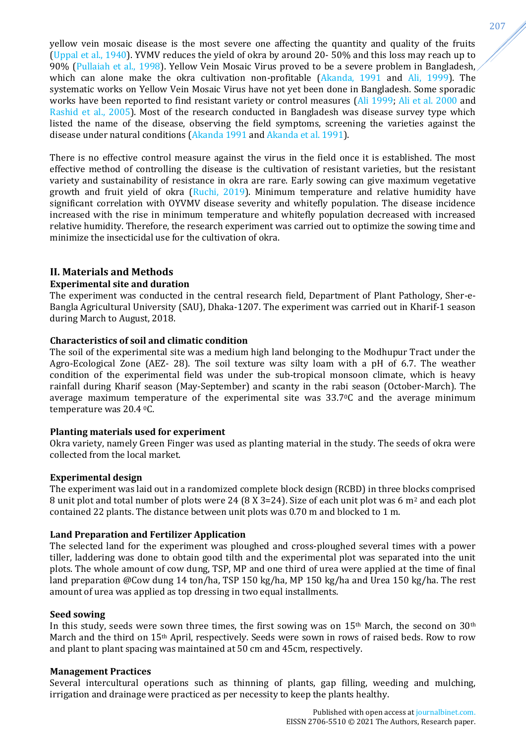yellow vein mosaic disease is the most severe one affecting the quantity and quality of the fruits (Uppal et al., 1940). YVMV reduces the yield of okra by around 20- 50% and this loss may reach up to 90% (Pullaiah et al., 1998). Yellow Vein Mosaic Virus proved to be a severe problem in Bangladesh, which can alone make the okra cultivation non-profitable (Akanda, 1991 and Ali, 1999). The systematic works on Yellow Vein Mosaic Virus have not yet been done in Bangladesh. Some sporadic works have been reported to find resistant variety or control measures (Ali 1999; Ali et al. 2000 and Rashid et al., 2005). Most of the research conducted in Bangladesh was disease survey type which listed the name of the disease, observing the field symptoms, screening the varieties against the disease under natural conditions (Akanda 1991 and Akanda et al. 1991).

There is no effective control measure against the virus in the field once it is established. The most effective method of controlling the disease is the cultivation of resistant varieties, but the resistant variety and sustainability of resistance in okra are rare. Early sowing can give maximum vegetative growth and fruit yield of okra (Ruchi, 2019). Minimum temperature and relative humidity have significant correlation with OYVMV disease severity and whitefly population. The disease incidence increased with the rise in minimum temperature and whitefly population decreased with increased relative humidity. Therefore, the research experiment was carried out to optimize the sowing time and minimize the insecticidal use for the cultivation of okra.

## II. Materials and Methods

### Experimental site and duration

The experiment was conducted in the central research field, Department of Plant Pathology, Sher-e-Bangla Agricultural University (SAU), Dhaka-1207. The experiment was carried out in Kharif-1 season during March to August, 2018.

### Characteristics of soil and climatic condition

The soil of the experimental site was a medium high land belonging to the Modhupur Tract under the Agro-Ecological Zone (AEZ- 28). The soil texture was silty loam with a pH of 6.7. The weather condition of the experimental field was under the sub-tropical monsoon climate, which is heavy rainfall during Kharif season (May-September) and scanty in the rabi season (October-March). The average maximum temperature of the experimental site was 33.7$^{0}$C and the average minimum temperature was 20.4 $^{0}$C.

### Planting materials used for experiment

Okra variety, namely Green Finger was used as planting material in the study. The seeds of okra were collected from the local market.

### Experimental design

The experiment was laid out in a randomized complete block design (RCBD) in three blocks comprised 8 unit plot and total number of plots were 24 (8 X 3=24). Size of each unit plot was 6 m$^{2}$ and each plot contained 22 plants. The distance between unit plots was 0.70 m and blocked to 1 m.

### Land Preparation and Fertilizer Application

The selected land for the experiment was ploughed and cross-ploughed several times with a power tiller, laddering was done to obtain good tilth and the experimental plot was separated into the unit plots. The whole amount of cow dung, TSP, MP and one third of urea were applied at the time of final land preparation @Cow dung 14 ton/ha, TSP 150 kg/ha, MP 150 kg/ha and Urea 150 kg/ha. The rest amount of urea was applied as top dressing in two equal installments.

### Seed sowing

In this study, seeds were sown three times, the first sowing was on 15$^{th}$ March, the second on 30$^{th}$ March and the third on 15$^{th}$ April, respectively. Seeds were sown in rows of raised beds. Row to row and plant to plant spacing was maintained at 50 cm and 45cm, respectively.

### Management Practices

Several intercultural operations such as thinning of plants, gap filling, weeding and mulching, irrigation and drainage were practiced as per necessity to keep the plants healthy.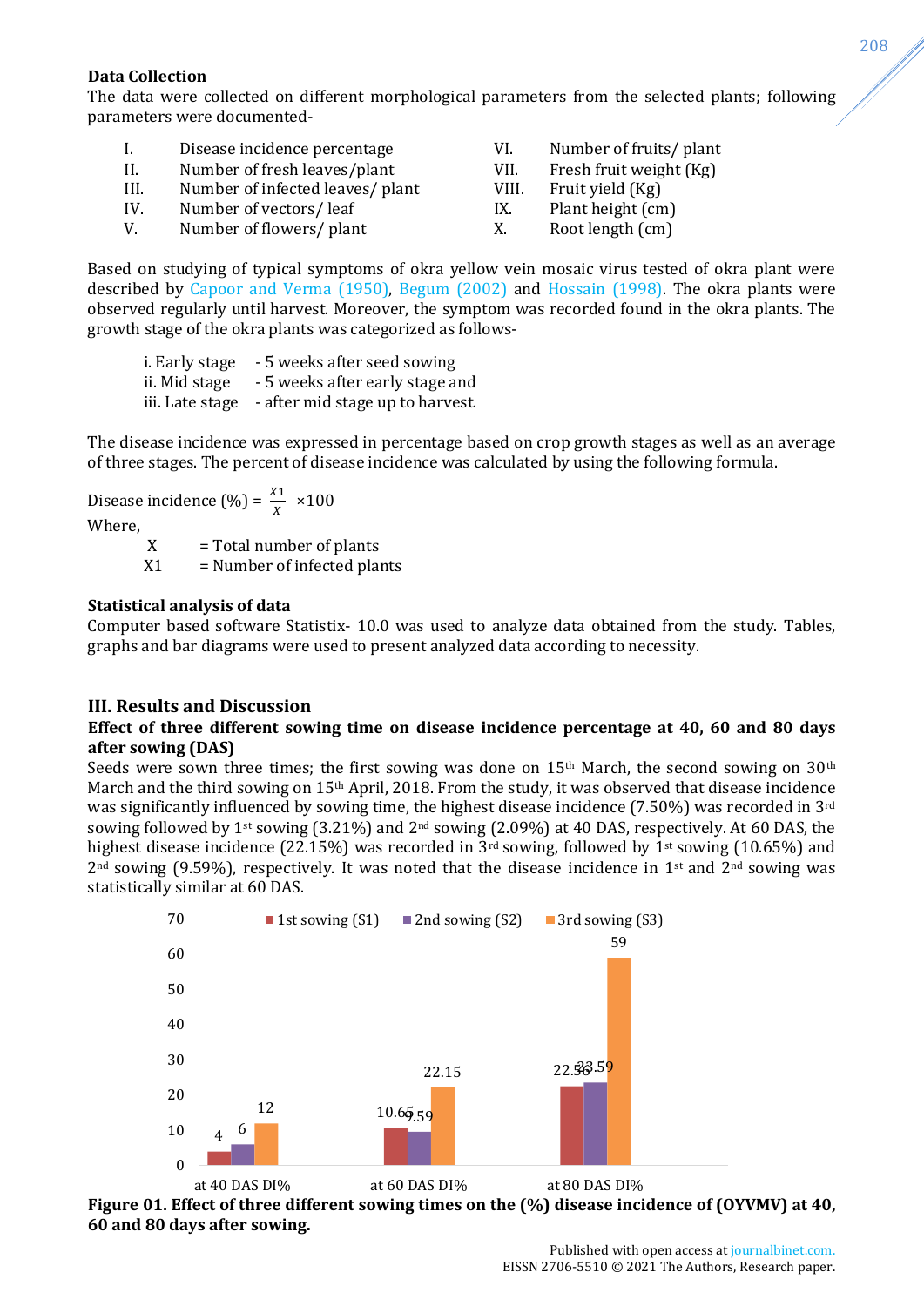**Data Collection**

The data were collected on different morphological parameters from the selected plants; following parameters were documented-

I. Disease incidence percentage
II. Number of fresh leaves/plant
III. Number of infected leaves/ plant
IV. Number of vectors/ leaf
V. Number of flowers/ plant
VI. Number of fruits/ plant
VII. Fresh fruit weight (Kg)
VIII. Fruit yield (Kg)
IX. Plant height (cm)
X. Root length (cm)

Based on studying of typical symptoms of okra yellow vein mosaic virus tested of okra plant were described by Capoor and Verma (1950), Begum (2002) and Hossain (1998). The okra plants were observed regularly until harvest. Moreover, the symptom was recorded found in the okra plants. The growth stage of the okra plants was categorized as follows-

i. Early stage - 5 weeks after seed sowing
ii. Mid stage - 5 weeks after early stage and
iii. Late stage - after mid stage up to harvest.

The disease incidence was expressed in percentage based on crop growth stages as well as an average of three stages. The percent of disease incidence was calculated by using the following formula.

$$\text{Disease incidence (\%)} = \frac{X1}{X} \times 100$$

Where,

X = Total number of plants
X1 = Number of infected plants

**Statistical analysis of data**

Computer based software Statistix- 10.0 was used to analyze data obtained from the study. Tables, graphs and bar diagrams were used to present analyzed data according to necessity.

## III. Results and Discussion

**Effect of three different sowing time on disease incidence percentage at 40, 60 and 80 days after sowing (DAS)**

Seeds were sown three times; the first sowing was done on 15th March, the second sowing on 30th March and the third sowing on 15th April, 2018. From the study, it was observed that disease incidence was significantly influenced by sowing time, the highest disease incidence (7.50%) was recorded in 3rd sowing followed by 1st sowing (3.21%) and 2nd sowing (2.09%) at 40 DAS, respectively. At 60 DAS, the highest disease incidence (22.15%) was recorded in 3rd sowing, followed by 1st sowing (10.65%) and 2nd sowing (9.59%), respectively. It was noted that the disease incidence in 1st and 2nd sowing was statistically similar at 60 DAS.

| | 1st sowing (S1) | 2nd sowing (S2) | 3rd sowing (S3) |
|---|---|---|---|
| at 40 DAS DI% | 4 | 6 | 12 |
| at 60 DAS DI% | 10.65 | 9.59 | 22.15 |
| at 80 DAS DI% | 22.56 | 23.59 | 59 |

**Figure 01. Effect of three different sowing times on the (%) disease incidence of (OYVMV) at 40, 60 and 80 days after sowing.**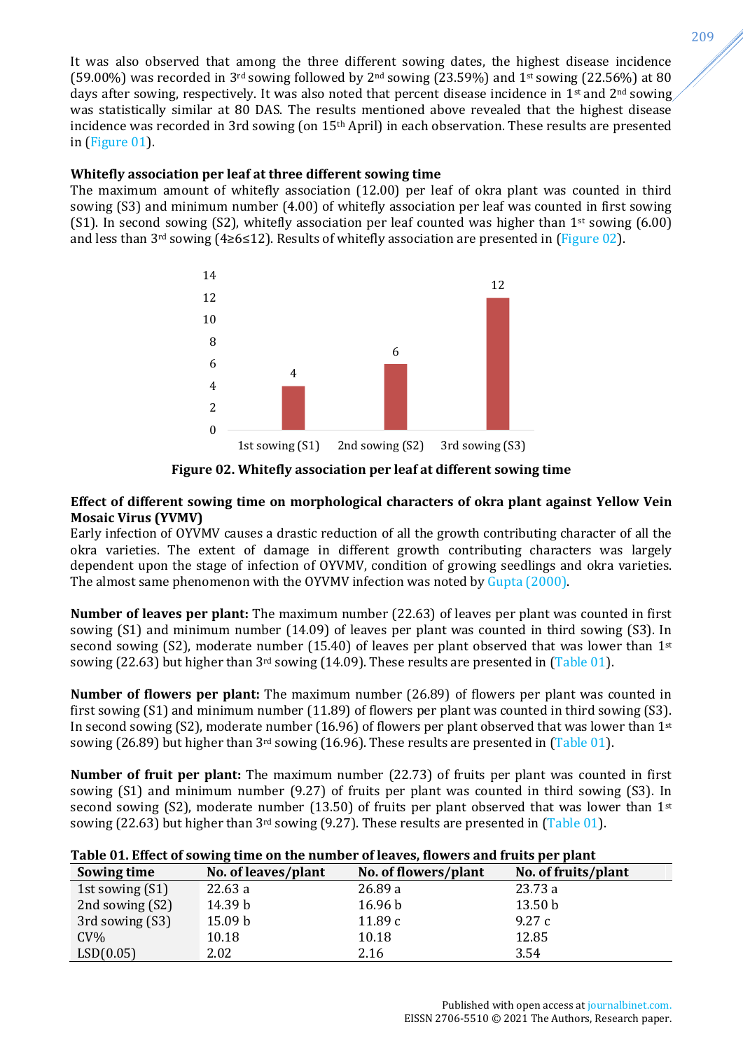It was also observed that among the three different sowing dates, the highest disease incidence (59.00%) was recorded in 3rd sowing followed by 2nd sowing (23.59%) and 1st sowing (22.56%) at 80 days after sowing, respectively. It was also noted that percent disease incidence in 1st and 2nd sowing was statistically similar at 80 DAS. The results mentioned above revealed that the highest disease incidence was recorded in 3rd sowing (on 15th April) in each observation. These results are presented in (Figure 01).

**Whitefly association per leaf at three different sowing time**

The maximum amount of whitefly association (12.00) per leaf of okra plant was counted in third sowing (S3) and minimum number (4.00) of whitefly association per leaf was counted in first sowing (S1). In second sowing (S2), whitefly association per leaf counted was higher than 1st sowing (6.00) and less than 3rd sowing (4≥6≤12). Results of whitefly association are presented in (Figure 02).

| Sowing time | Whitefly association per leaf |
|---|---|
| 1st sowing (S1) | 4 |
| 2nd sowing (S2) | 6 |
| 3rd sowing (S3) | 12 |

**Figure 02. Whitefly association per leaf at different sowing time**

**Effect of different sowing time on morphological characters of okra plant against Yellow Vein Mosaic Virus (YVMV)**

Early infection of OYVMV causes a drastic reduction of all the growth contributing character of all the okra varieties. The extent of damage in different growth contributing characters was largely dependent upon the stage of infection of OYVMV, condition of growing seedlings and okra varieties. The almost same phenomenon with the OYVMV infection was noted by Gupta (2000).

**Number of leaves per plant:** The maximum number (22.63) of leaves per plant was counted in first sowing (S1) and minimum number (14.09) of leaves per plant was counted in third sowing (S3). In second sowing (S2), moderate number (15.40) of leaves per plant observed that was lower than 1st sowing (22.63) but higher than 3rd sowing (14.09). These results are presented in (Table 01).

**Number of flowers per plant:** The maximum number (26.89) of flowers per plant was counted in first sowing (S1) and minimum number (11.89) of flowers per plant was counted in third sowing (S3). In second sowing (S2), moderate number (16.96) of flowers per plant observed that was lower than 1st sowing (26.89) but higher than 3rd sowing (16.96). These results are presented in (Table 01).

**Number of fruit per plant:** The maximum number (22.73) of fruits per plant was counted in first sowing (S1) and minimum number (9.27) of fruits per plant was counted in third sowing (S3). In second sowing (S2), moderate number (13.50) of fruits per plant observed that was lower than 1st sowing (22.63) but higher than 3rd sowing (9.27). These results are presented in (Table 01).

**Table 01. Effect of sowing time on the number of leaves, flowers and fruits per plant**

| Sowing time | No. of leaves/plant | No. of flowers/plant | No. of fruits/plant |
|---|---|---|---|
| 1st sowing (S1) | 22.63 a | 26.89 a | 23.73 a |
| 2nd sowing (S2) | 14.39 b | 16.96 b | 13.50 b |
| 3rd sowing (S3) | 15.09 b | 11.89 c | 9.27 c |
| CV% | 10.18 | 10.18 | 12.85 |
| LSD(0.05) | 2.02 | 2.16 | 3.54 |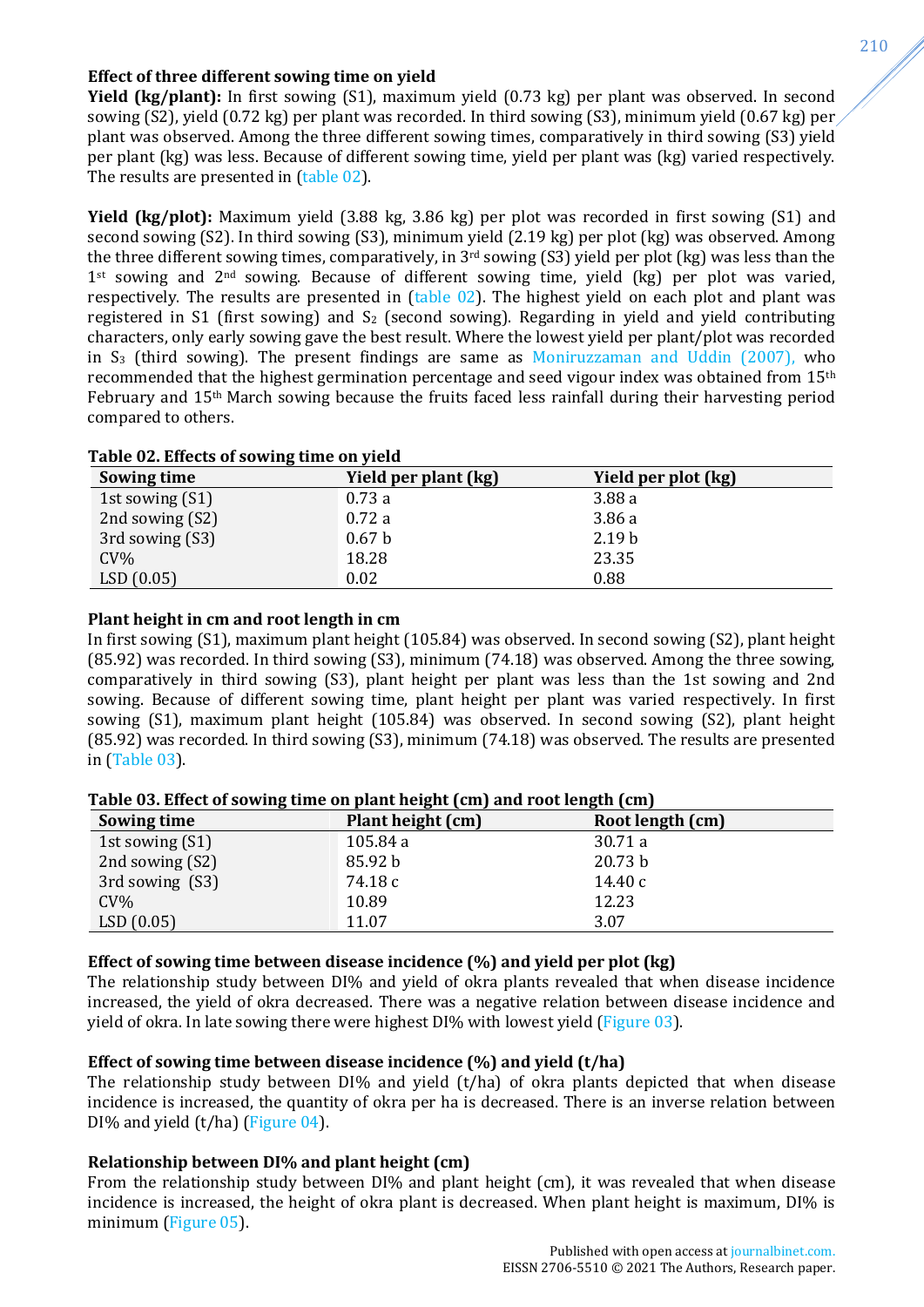### Effect of three different sowing time on yield

**Yield (kg/plant):** In first sowing (S1), maximum yield (0.73 kg) per plant was observed. In second sowing (S2), yield (0.72 kg) per plant was recorded. In third sowing (S3), minimum yield (0.67 kg) per plant was observed. Among the three different sowing times, comparatively in third sowing (S3) yield per plant (kg) was less. Because of different sowing time, yield per plant was (kg) varied respectively. The results are presented in (table 02).

**Yield (kg/plot):** Maximum yield (3.88 kg, 3.86 kg) per plot was recorded in first sowing (S1) and second sowing (S2). In third sowing (S3), minimum yield (2.19 kg) per plot (kg) was observed. Among the three different sowing times, comparatively, in 3rd sowing (S3) yield per plot (kg) was less than the 1st sowing and 2nd sowing. Because of different sowing time, yield (kg) per plot was varied, respectively. The results are presented in (table 02). The highest yield on each plot and plant was registered in S1 (first sowing) and $S_2$ (second sowing). Regarding in yield and yield contributing characters, only early sowing gave the best result. Where the lowest yield per plant/plot was recorded in $S_3$ (third sowing). The present findings are same as Moniruzzaman and Uddin (2007), who recommended that the highest germination percentage and seed vigour index was obtained from 15th February and 15th March sowing because the fruits faced less rainfall during their harvesting period compared to others.

**Table 02. Effects of sowing time on yield**

| Sowing time | Yield per plant (kg) | Yield per plot (kg) |
|---|---|---|
| 1st sowing (S1) | 0.73 a | 3.88 a |
| 2nd sowing (S2) | 0.72 a | 3.86 a |
| 3rd sowing (S3) | 0.67 b | 2.19 b |
| CV% | 18.28 | 23.35 |
| LSD (0.05) | 0.02 | 0.88 |

### Plant height in cm and root length in cm

In first sowing (S1), maximum plant height (105.84) was observed. In second sowing (S2), plant height (85.92) was recorded. In third sowing (S3), minimum (74.18) was observed. Among the three sowing, comparatively in third sowing (S3), plant height per plant was less than the 1st sowing and 2nd sowing. Because of different sowing time, plant height per plant was varied respectively. In first sowing (S1), maximum plant height (105.84) was observed. In second sowing (S2), plant height (85.92) was recorded. In third sowing (S3), minimum (74.18) was observed. The results are presented in (Table 03).

**Table 03. Effect of sowing time on plant height (cm) and root length (cm)**

| Sowing time | Plant height (cm) | Root length (cm) |
|---|---|---|
| 1st sowing (S1) | 105.84 a | 30.71 a |
| 2nd sowing (S2) | 85.92 b | 20.73 b |
| 3rd sowing (S3) | 74.18 c | 14.40 c |
| CV% | 10.89 | 12.23 |
| LSD (0.05) | 11.07 | 3.07 |

### Effect of sowing time between disease incidence (%) and yield per plot (kg)

The relationship study between DI% and yield of okra plants revealed that when disease incidence increased, the yield of okra decreased. There was a negative relation between disease incidence and yield of okra. In late sowing there were highest DI% with lowest yield (Figure 03).

### Effect of sowing time between disease incidence (%) and yield (t/ha)

The relationship study between DI% and yield (t/ha) of okra plants depicted that when disease incidence is increased, the quantity of okra per ha is decreased. There is an inverse relation between DI% and yield (t/ha) (Figure 04).

### Relationship between DI% and plant height (cm)

From the relationship study between DI% and plant height (cm), it was revealed that when disease incidence is increased, the height of okra plant is decreased. When plant height is maximum, DI% is minimum (Figure 05).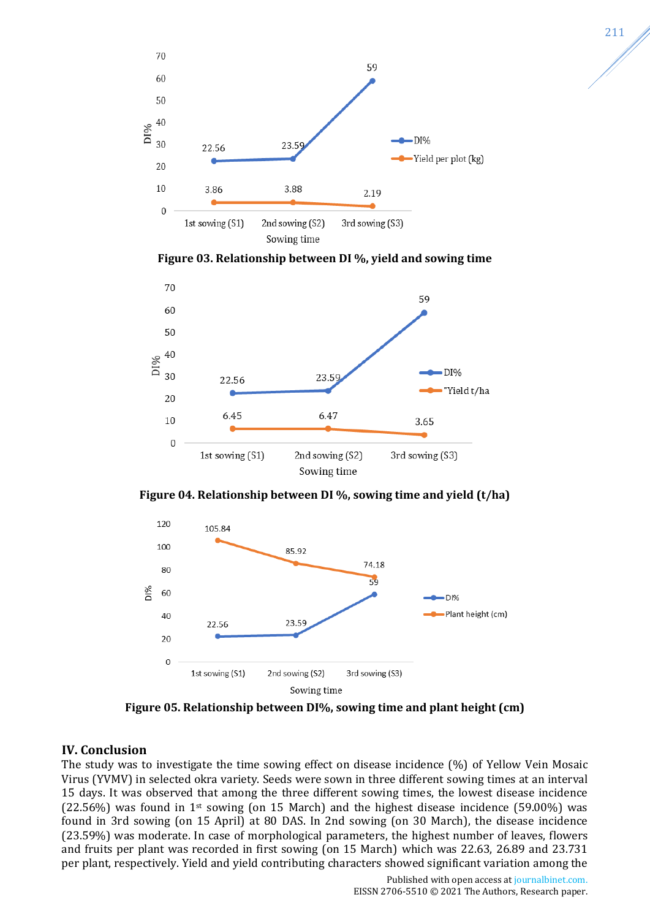Figure 03. Relationship between DI %, yield and sowing time

Figure 04. Relationship between DI %, sowing time and yield (t/ha)

Figure 05. Relationship between DI%, sowing time and plant height (cm)

## IV. Conclusion

The study was to investigate the time sowing effect on disease incidence (%) of Yellow Vein Mosaic Virus (YVMV) in selected okra variety. Seeds were sown in three different sowing times at an interval 15 days. It was observed that among the three different sowing times, the lowest disease incidence (22.56%) was found in 1st sowing (on 15 March) and the highest disease incidence (59.00%) was found in 3rd sowing (on 15 April) at 80 DAS. In 2nd sowing (on 30 March), the disease incidence (23.59%) was moderate. In case of morphological parameters, the highest number of leaves, flowers and fruits per plant was recorded in first sowing (on 15 March) which was 22.63, 26.89 and 23.731 per plant, respectively. Yield and yield contributing characters showed significant variation among the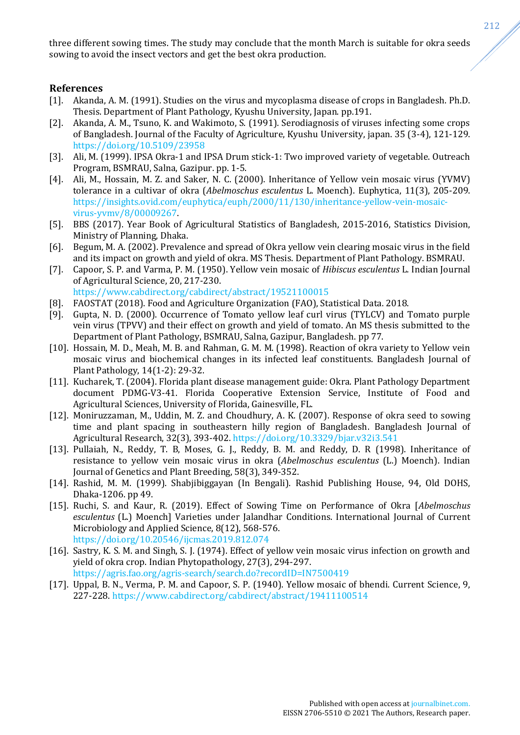three different sowing times. The study may conclude that the month March is suitable for okra seeds sowing to avoid the insect vectors and get the best okra production.

## References

[1]. Akanda, A. M. (1991). Studies on the virus and mycoplasma disease of crops in Bangladesh. Ph.D. Thesis. Department of Plant Pathology, Kyushu University, Japan. pp.191.

[2]. Akanda, A. M., Tsuno, K. and Wakimoto, S. (1991). Serodiagnosis of viruses infecting some crops of Bangladesh. Journal of the Faculty of Agriculture, Kyushu University, japan. 35 (3-4), 121-129. https://doi.org/10.5109/23958

[3]. Ali, M. (1999). IPSA Okra-1 and IPSA Drum stick-1: Two improved variety of vegetable. Outreach Program, BSMRAU, Salna, Gazipur. pp. 1-5.

[4]. Ali, M., Hossain, M. Z. and Saker, N. C. (2000). Inheritance of Yellow vein mosaic virus (YVMV) tolerance in a cultivar of okra (*Abelmoschus esculentus* L. Moench). Euphytica, 11(3), 205-209. https://insights.ovid.com/euphytica/euph/2000/11/130/inheritance-yellow-vein-mosaic-virus-yvmv/8/00009267.

[5]. BBS (2017). Year Book of Agricultural Statistics of Bangladesh, 2015-2016, Statistics Division, Ministry of Planning, Dhaka.

[6]. Begum, M. A. (2002). Prevalence and spread of Okra yellow vein clearing mosaic virus in the field and its impact on growth and yield of okra. MS Thesis. Department of Plant Pathology. BSMRAU.

[7]. Capoor, S. P. and Varma, P. M. (1950). Yellow vein mosaic of *Hibiscus esculentus* L. Indian Journal of Agricultural Science, 20, 217-230. https://www.cabdirect.org/cabdirect/abstract/19521100015

[8]. FAOSTAT (2018). Food and Agriculture Organization (FAO), Statistical Data. 2018.

[9]. Gupta, N. D. (2000). Occurrence of Tomato yellow leaf curl virus (TYLCV) and Tomato purple vein virus (TPVV) and their effect on growth and yield of tomato. An MS thesis submitted to the Department of Plant Pathology, BSMRAU, Salna, Gazipur, Bangladesh. pp 77.

[10]. Hossain, M. D., Meah, M. B. and Rahman, G. M. M. (1998). Reaction of okra variety to Yellow vein mosaic virus and biochemical changes in its infected leaf constituents. Bangladesh Journal of Plant Pathology, 14(1-2): 29-32.

[11]. Kucharek, T. (2004). Florida plant disease management guide: Okra. Plant Pathology Department document PDMG-V3-41. Florida Cooperative Extension Service, Institute of Food and Agricultural Sciences, University of Florida, Gainesville, FL.

[12]. Moniruzzaman, M., Uddin, M. Z. and Choudhury, A. K. (2007). Response of okra seed to sowing time and plant spacing in southeastern hilly region of Bangladesh. Bangladesh Journal of Agricultural Research, 32(3), 393-402. https://doi.org/10.3329/bjar.v32i3.541

[13]. Pullaiah, N., Reddy, T. B, Moses, G. J., Reddy, B. M. and Reddy, D. R (1998). Inheritance of resistance to yellow vein mosaic virus in okra (*Abelmoschus esculentus* (L.) Moench). Indian Journal of Genetics and Plant Breeding, 58(3), 349-352.

[14]. Rashid, M. M. (1999). Shabjibiggayan (In Bengali). Rashid Publishing House, 94, Old DOHS, Dhaka-1206. pp 49.

[15]. Ruchi, S. and Kaur, R. (2019). Effect of Sowing Time on Performance of Okra [*Abelmoschus esculentus* (L.) Moench] Varieties under Jalandhar Conditions. International Journal of Current Microbiology and Applied Science, 8(12), 568-576. https://doi.org/10.20546/ijcmas.2019.812.074

[16]. Sastry, K. S. M. and Singh, S. J. (1974). Effect of yellow vein mosaic virus infection on growth and yield of okra crop. Indian Phytopathology, 27(3), 294-297. https://agris.fao.org/agris-search/search.do?recordID=IN7500419

[17]. Uppal, B. N., Verma, P. M. and Capoor, S. P. (1940). Yellow mosaic of bhendi. Current Science, 9, 227-228. https://www.cabdirect.org/cabdirect/abstract/19411100514